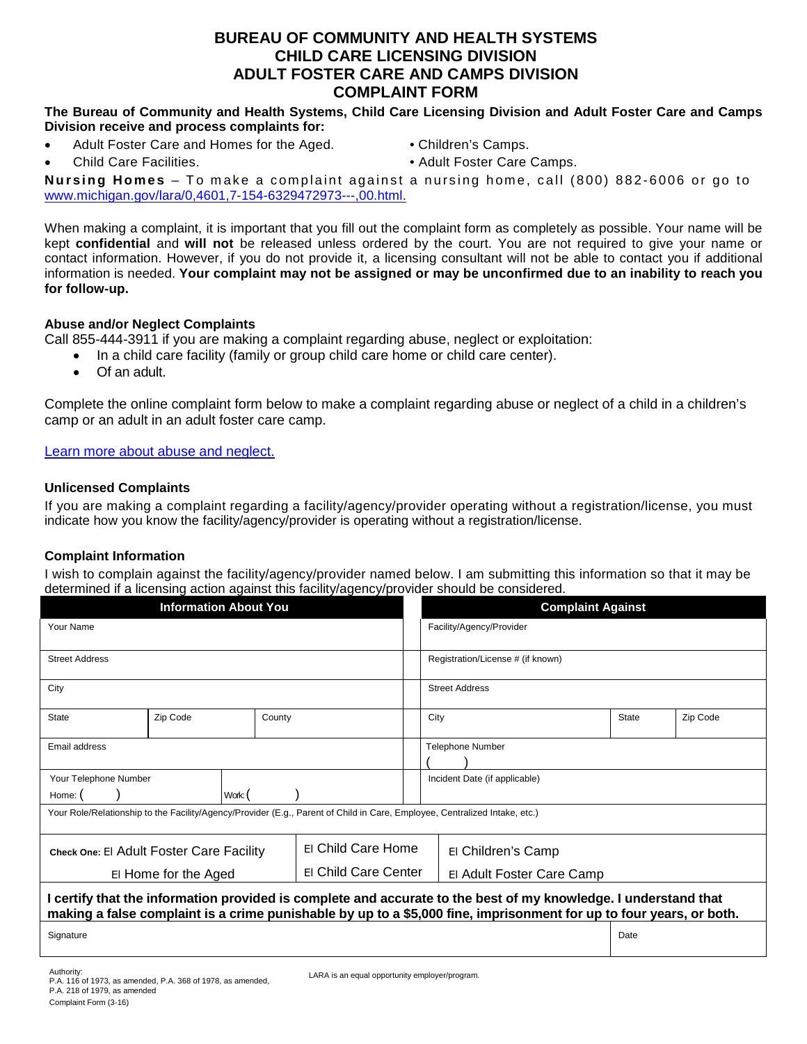# BUREAU OF COMMUNITY AND HEALTH SYSTEMS
# CHILD CARE LICENSING DIVISION
# ADULT FOSTER CARE AND CAMPS DIVISION
# COMPLAINT FORM

**The Bureau of Community and Health Systems, Child Care Licensing Division and Adult Foster Care and Camps Division receive and process complaints for:**

- Adult Foster Care and Homes for the Aged.
- Child Care Facilities.
- Children's Camps.
- Adult Foster Care Camps.

**Nursing Homes** – To make a complaint against a nursing home, call (800) 882-6006 or go to www.michigan.gov/lara/0,4601,7-154-6329472973---,00.html.

When making a complaint, it is important that you fill out the complaint form as completely as possible. Your name will be kept **confidential** and **will not** be released unless ordered by the court. You are not required to give your name or contact information. However, if you do not provide it, a licensing consultant will not be able to contact you if additional information is needed. **Your complaint may not be assigned or may be unconfirmed due to an inability to reach you for follow-up.**

### Abuse and/or Neglect Complaints

Call 855-444-3911 if you are making a complaint regarding abuse, neglect or exploitation:

- In a child care facility (family or group child care home or child care center).
- Of an adult.

Complete the online complaint form below to make a complaint regarding abuse or neglect of a child in a children's camp or an adult in an adult foster care camp.

Learn more about abuse and neglect.

### Unlicensed Complaints

If you are making a complaint regarding a facility/agency/provider operating without a registration/license, you must indicate how you know the facility/agency/provider is operating without a registration/license.

### Complaint Information

I wish to complain against the facility/agency/provider named below. I am submitting this information so that it may be determined if a licensing action against this facility/agency/provider should be considered.

| Information About You | | | Complaint Against | | |
|---|---|---|---|---|---|
| Your Name | | | Facility/Agency/Provider | | |
| Street Address | | | Registration/License # (if known) | | |
| City | | | Street Address | | |
| State | Zip Code | County | City | State | Zip Code |
| Email address | | | Telephone Number ( ) | | |
| Your Telephone Number Home: ( ) | Work: ( ) | | Incident Date (if applicable) | | |

Your Role/Relationship to the Facility/Agency/Provider (E.g., Parent of Child in Care, Employee, Centralized Intake, etc.)

**Check One:** ☐ Adult Foster Care Facility ☐ Home for the Aged ☐ Child Care Home ☐ Child Care Center ☐ Children's Camp ☐ Adult Foster Care Camp

**I certify that the information provided is complete and accurate to the best of my knowledge. I understand that making a false complaint is a crime punishable by up to a $5,000 fine, imprisonment for up to four years, or both.**

| Signature | Date |
|---|---|
| | |

Authority:
P.A. 116 of 1973, as amended, P.A. 368 of 1978, as amended,
P.A. 218 of 1979, as amended
Complaint Form (3-16)

LARA is an equal opportunity employer/program.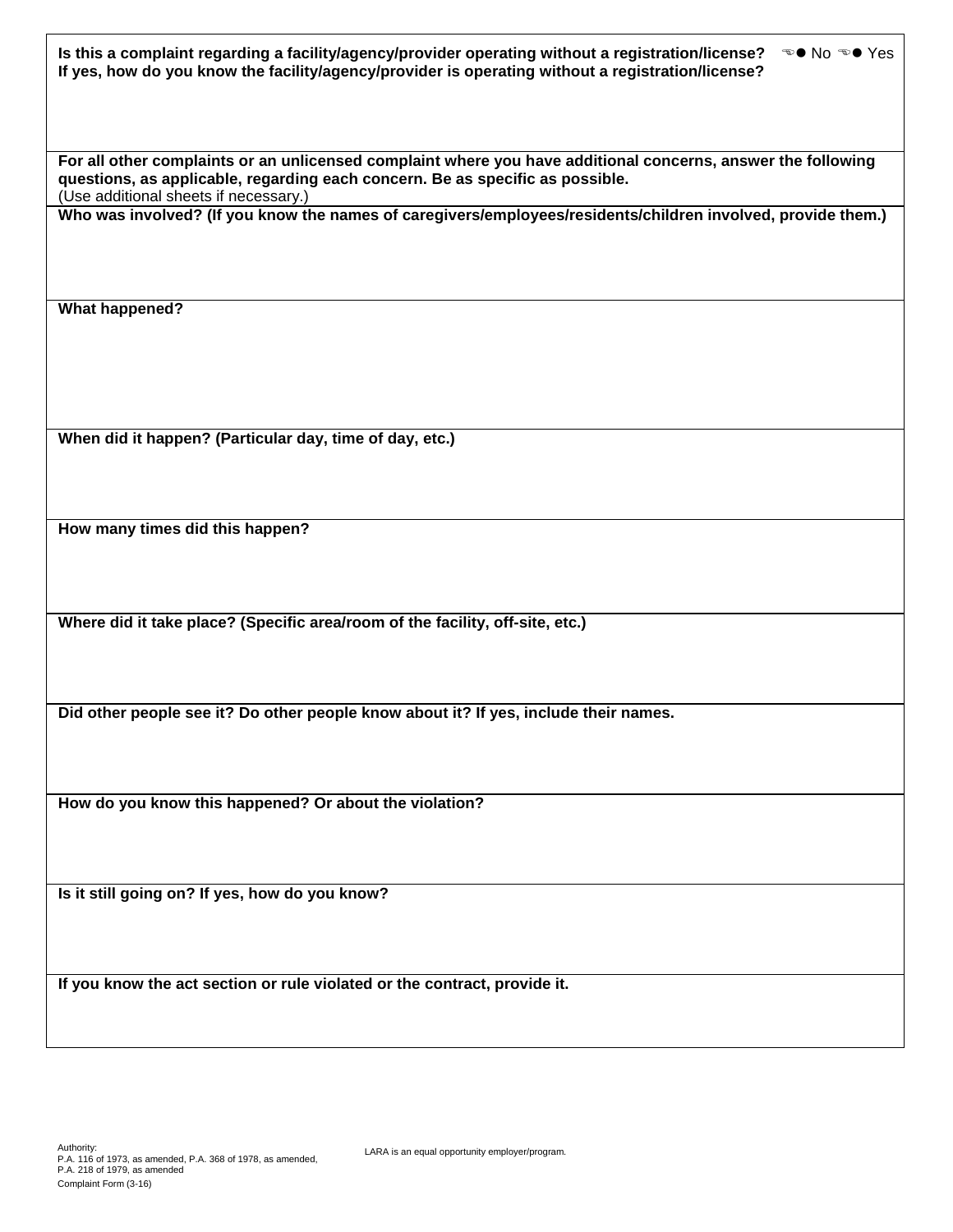**Is this a complaint regarding a facility/agency/provider operating without a registration/license?** ☐ No ☐ Yes

**If yes, how do you know the facility/agency/provider is operating without a registration/license?**

**For all other complaints or an unlicensed complaint where you have additional concerns, answer the following questions, as applicable, regarding each concern. Be as specific as possible.**
(Use additional sheets if necessary.)

**Who was involved? (If you know the names of caregivers/employees/residents/children involved, provide them.)**

**What happened?**

**When did it happen? (Particular day, time of day, etc.)**

**How many times did this happen?**

**Where did it take place? (Specific area/room of the facility, off-site, etc.)**

**Did other people see it? Do other people know about it? If yes, include their names.**

**How do you know this happened? Or about the violation?**

**Is it still going on? If yes, how do you know?**

**If you know the act section or rule violated or the contract, provide it.**

Authority:
P.A. 116 of 1973, as amended, P.A. 368 of 1978, as amended,
P.A. 218 of 1979, as amended

Complaint Form (3-16)

LARA is an equal opportunity employer/program.